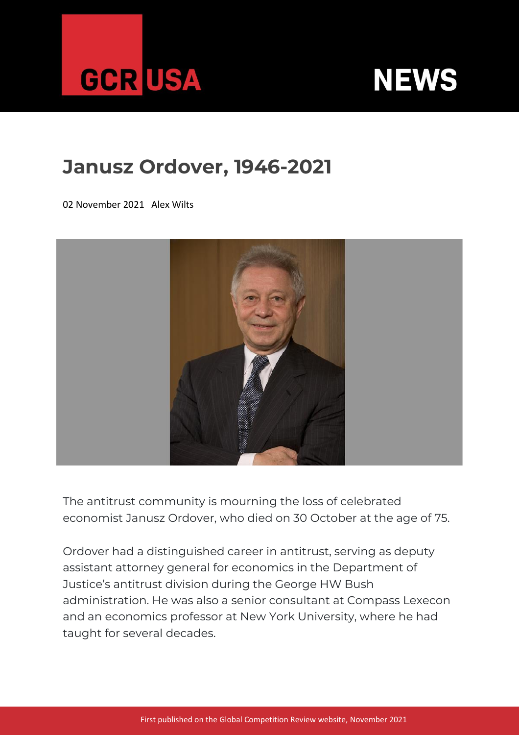GCR USA NEWS

# Janusz Ordover, 1946-2021

02 November 2021 Alex Wilts

The antitrust community is mourning the loss of celebrated economist Janusz Ordover, who died on 30 October at the age of 75.

Ordover had a distinguished career in antitrust, serving as deputy assistant attorney general for economics in the Department of Justice's antitrust division during the George HW Bush administration. He was also a senior consultant at Compass Lexecon and an economics professor at New York University, where he had taught for several decades.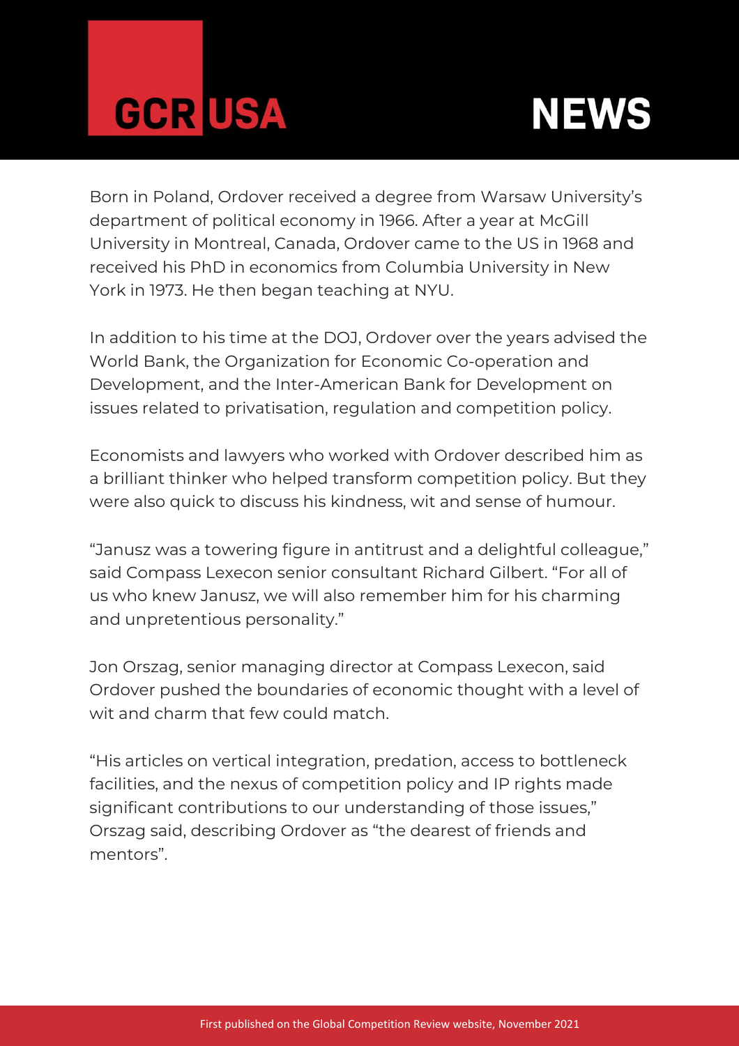Born in Poland, Ordover received a degree from Warsaw University's department of political economy in 1966. After a year at McGill University in Montreal, Canada, Ordover came to the US in 1968 and received his PhD in economics from Columbia University in New York in 1973. He then began teaching at NYU.

In addition to his time at the DOJ, Ordover over the years advised the World Bank, the Organization for Economic Co-operation and Development, and the Inter-American Bank for Development on issues related to privatisation, regulation and competition policy.

Economists and lawyers who worked with Ordover described him as a brilliant thinker who helped transform competition policy. But they were also quick to discuss his kindness, wit and sense of humour.

"Janusz was a towering figure in antitrust and a delightful colleague," said Compass Lexecon senior consultant Richard Gilbert. "For all of us who knew Janusz, we will also remember him for his charming and unpretentious personality."

Jon Orszag, senior managing director at Compass Lexecon, said Ordover pushed the boundaries of economic thought with a level of wit and charm that few could match.

"His articles on vertical integration, predation, access to bottleneck facilities, and the nexus of competition policy and IP rights made significant contributions to our understanding of those issues," Orszag said, describing Ordover as "the dearest of friends and mentors".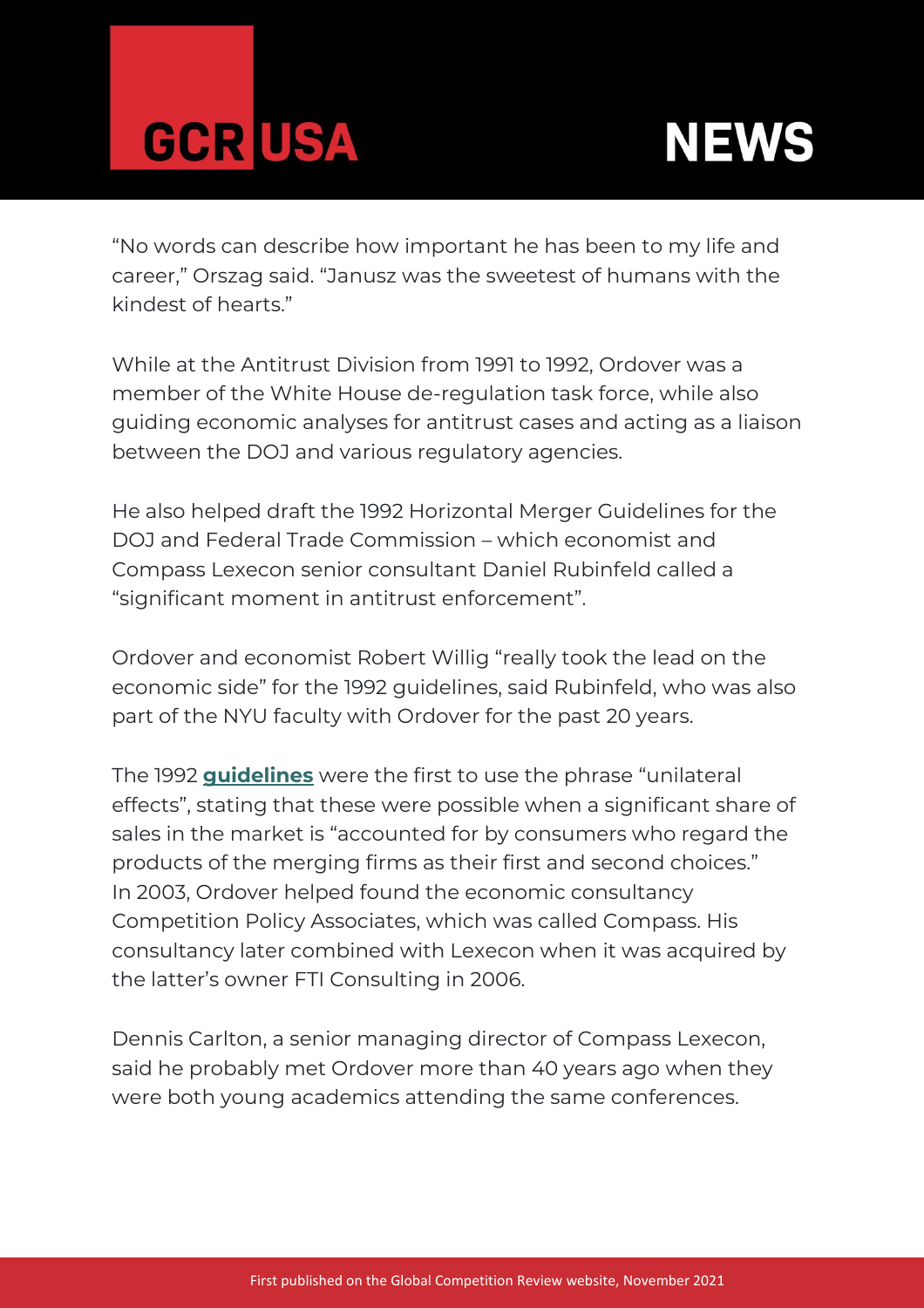"No words can describe how important he has been to my life and career," Orszag said. "Janusz was the sweetest of humans with the kindest of hearts."

While at the Antitrust Division from 1991 to 1992, Ordover was a member of the White House de-regulation task force, while also guiding economic analyses for antitrust cases and acting as a liaison between the DOJ and various regulatory agencies.

He also helped draft the 1992 Horizontal Merger Guidelines for the DOJ and Federal Trade Commission – which economist and Compass Lexecon senior consultant Daniel Rubinfeld called a "significant moment in antitrust enforcement".

Ordover and economist Robert Willig "really took the lead on the economic side" for the 1992 guidelines, said Rubinfeld, who was also part of the NYU faculty with Ordover for the past 20 years.

The 1992 **guidelines** were the first to use the phrase "unilateral effects", stating that these were possible when a significant share of sales in the market is "accounted for by consumers who regard the products of the merging firms as their first and second choices." In 2003, Ordover helped found the economic consultancy Competition Policy Associates, which was called Compass. His consultancy later combined with Lexecon when it was acquired by the latter's owner FTI Consulting in 2006.

Dennis Carlton, a senior managing director of Compass Lexecon, said he probably met Ordover more than 40 years ago when they were both young academics attending the same conferences.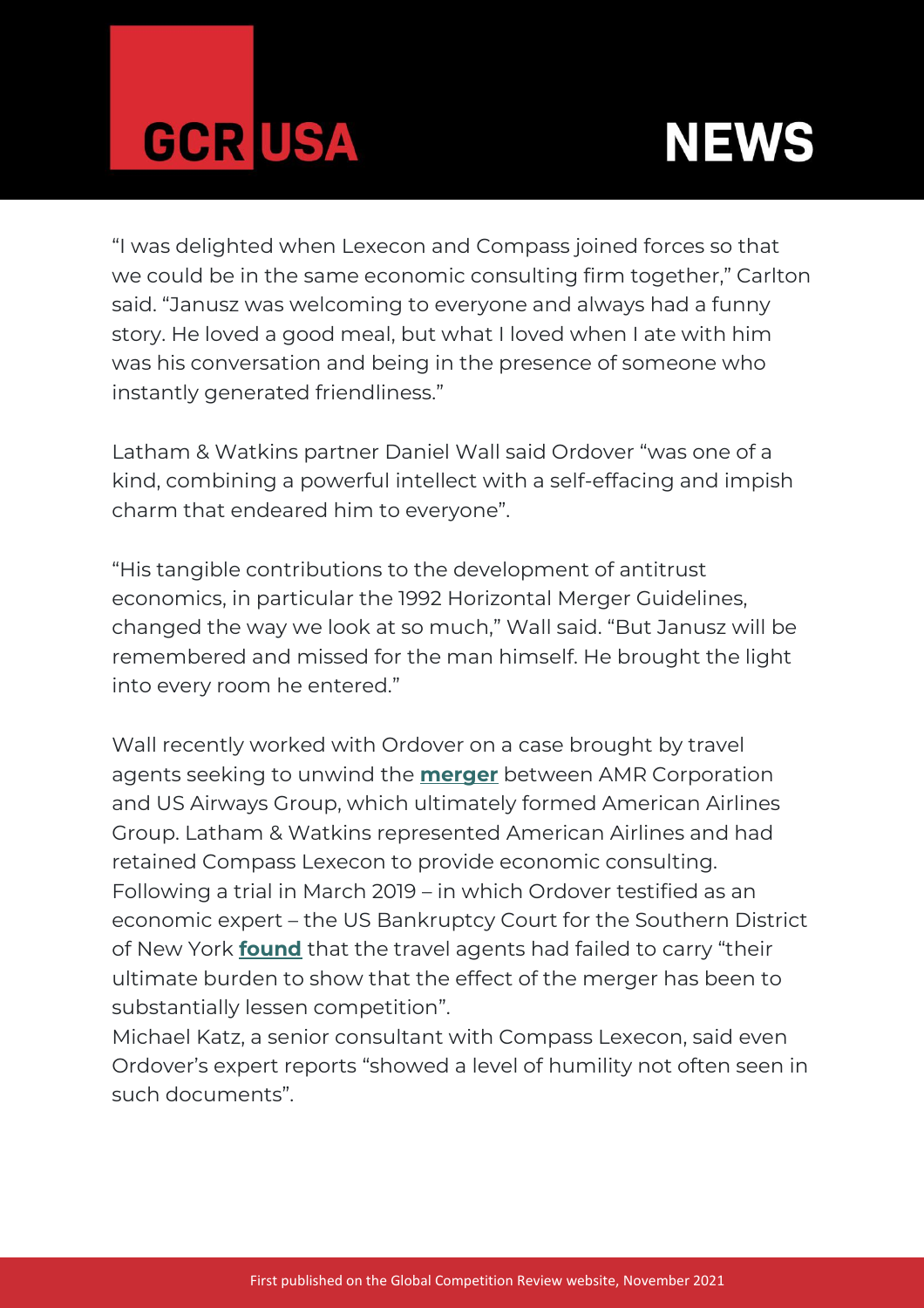"I was delighted when Lexecon and Compass joined forces so that we could be in the same economic consulting firm together," Carlton said. "Janusz was welcoming to everyone and always had a funny story. He loved a good meal, but what I loved when I ate with him was his conversation and being in the presence of someone who instantly generated friendliness."

Latham & Watkins partner Daniel Wall said Ordover "was one of a kind, combining a powerful intellect with a self-effacing and impish charm that endeared him to everyone".

"His tangible contributions to the development of antitrust economics, in particular the 1992 Horizontal Merger Guidelines, changed the way we look at so much," Wall said. "But Janusz will be remembered and missed for the man himself. He brought the light into every room he entered."

Wall recently worked with Ordover on a case brought by travel agents seeking to unwind the **merger** between AMR Corporation and US Airways Group, which ultimately formed American Airlines Group. Latham & Watkins represented American Airlines and had retained Compass Lexecon to provide economic consulting. Following a trial in March 2019 – in which Ordover testified as an economic expert – the US Bankruptcy Court for the Southern District of New York **found** that the travel agents had failed to carry "their ultimate burden to show that the effect of the merger has been to substantially lessen competition".

Michael Katz, a senior consultant with Compass Lexecon, said even Ordover's expert reports "showed a level of humility not often seen in such documents".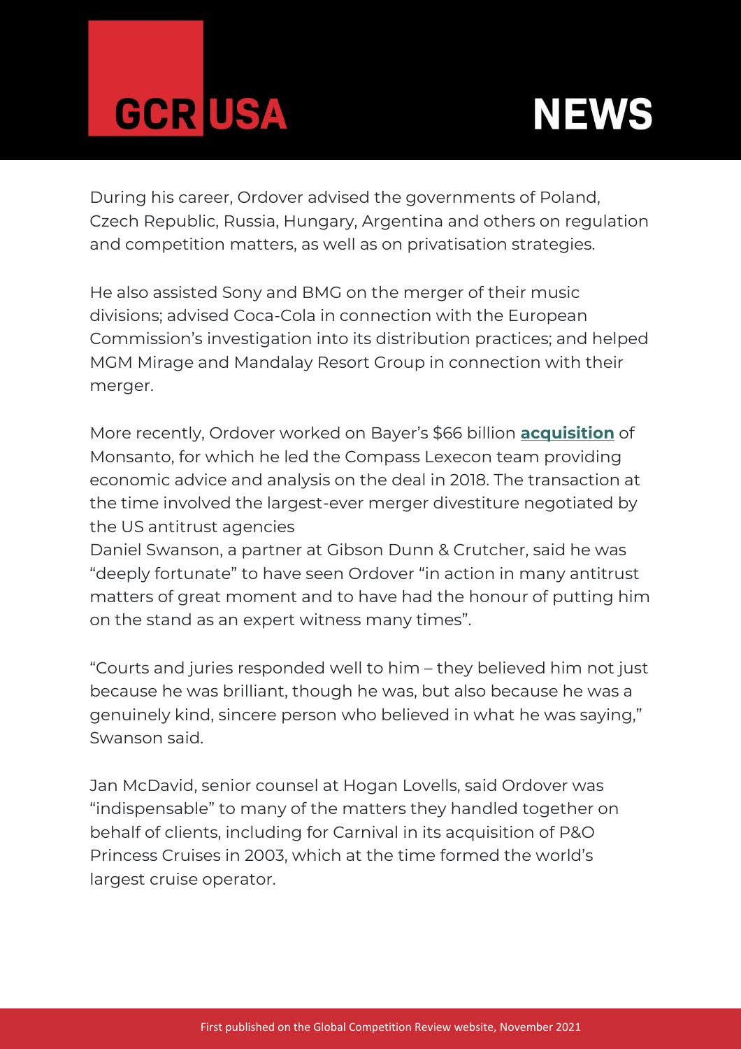During his career, Ordover advised the governments of Poland, Czech Republic, Russia, Hungary, Argentina and others on regulation and competition matters, as well as on privatisation strategies.

He also assisted Sony and BMG on the merger of their music divisions; advised Coca-Cola in connection with the European Commission's investigation into its distribution practices; and helped MGM Mirage and Mandalay Resort Group in connection with their merger.

More recently, Ordover worked on Bayer's $66 billion **acquisition** of Monsanto, for which he led the Compass Lexecon team providing economic advice and analysis on the deal in 2018. The transaction at the time involved the largest-ever merger divestiture negotiated by the US antitrust agencies

Daniel Swanson, a partner at Gibson Dunn & Crutcher, said he was "deeply fortunate" to have seen Ordover "in action in many antitrust matters of great moment and to have had the honour of putting him on the stand as an expert witness many times".

"Courts and juries responded well to him – they believed him not just because he was brilliant, though he was, but also because he was a genuinely kind, sincere person who believed in what he was saying," Swanson said.

Jan McDavid, senior counsel at Hogan Lovells, said Ordover was "indispensable" to many of the matters they handled together on behalf of clients, including for Carnival in its acquisition of P&O Princess Cruises in 2003, which at the time formed the world's largest cruise operator.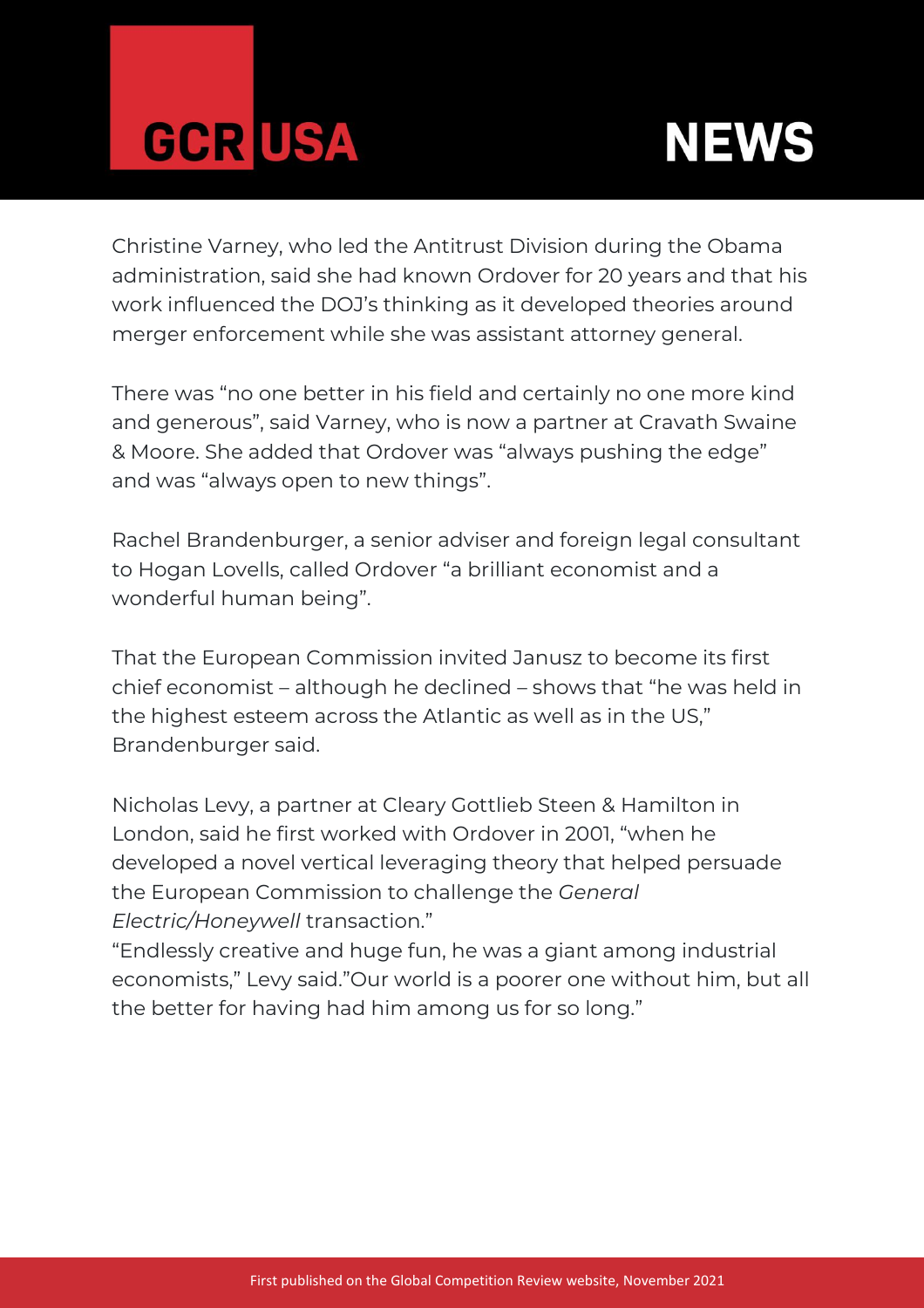Christine Varney, who led the Antitrust Division during the Obama administration, said she had known Ordover for 20 years and that his work influenced the DOJ's thinking as it developed theories around merger enforcement while she was assistant attorney general.

There was "no one better in his field and certainly no one more kind and generous", said Varney, who is now a partner at Cravath Swaine & Moore. She added that Ordover was "always pushing the edge" and was "always open to new things".

Rachel Brandenburger, a senior adviser and foreign legal consultant to Hogan Lovells, called Ordover "a brilliant economist and a wonderful human being".

That the European Commission invited Janusz to become its first chief economist – although he declined – shows that "he was held in the highest esteem across the Atlantic as well as in the US," Brandenburger said.

Nicholas Levy, a partner at Cleary Gottlieb Steen & Hamilton in London, said he first worked with Ordover in 2001, "when he developed a novel vertical leveraging theory that helped persuade the European Commission to challenge the *General Electric/Honeywell* transaction."
"Endlessly creative and huge fun, he was a giant among industrial economists," Levy said."Our world is a poorer one without him, but all the better for having had him among us for so long."

First published on the Global Competition Review website, November 2021